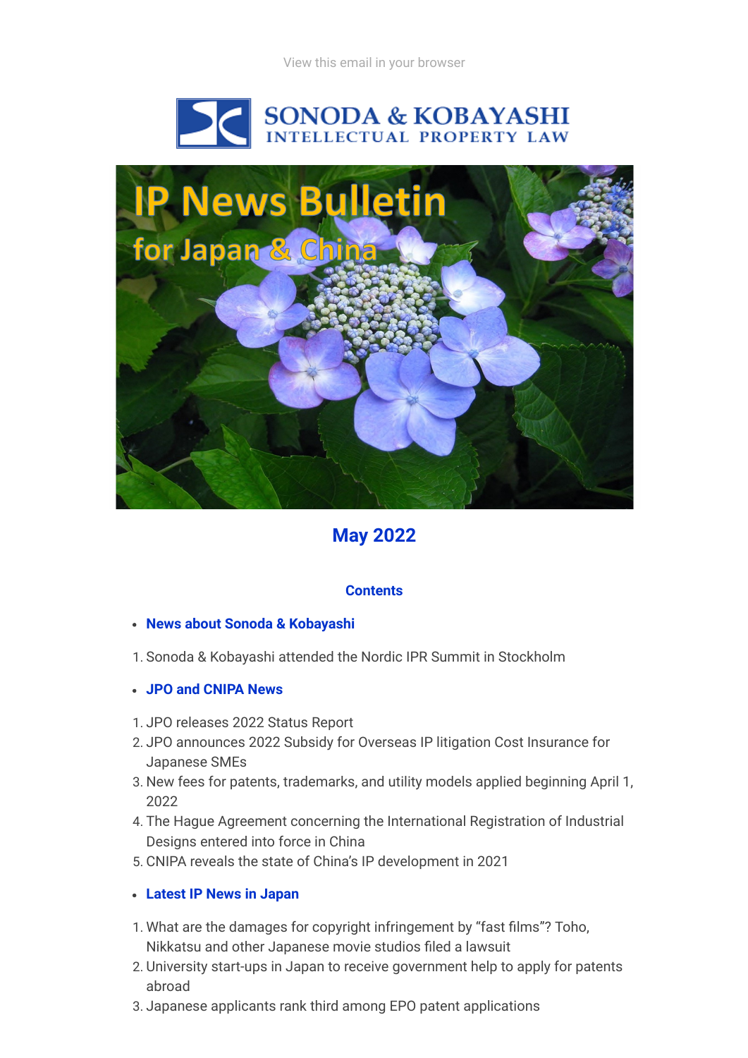View this email in your browser

SONODA & KOBAYASHI
INTELLECTUAL PROPERTY LAW

# IP News Bulletin for Japan & China

## May 2022

### Contents

- **News about Sonoda & Kobayashi**

1. Sonoda & Kobayashi attended the Nordic IPR Summit in Stockholm

- **JPO and CNIPA News**

1. JPO releases 2022 Status Report
2. JPO announces 2022 Subsidy for Overseas IP litigation Cost Insurance for Japanese SMEs
3. New fees for patents, trademarks, and utility models applied beginning April 1, 2022
4. The Hague Agreement concerning the International Registration of Industrial Designs entered into force in China
5. CNIPA reveals the state of China's IP development in 2021

- **Latest IP News in Japan**

1. What are the damages for copyright infringement by "fast films"? Toho, Nikkatsu and other Japanese movie studios filed a lawsuit
2. University start-ups in Japan to receive government help to apply for patents abroad
3. Japanese applicants rank third among EPO patent applications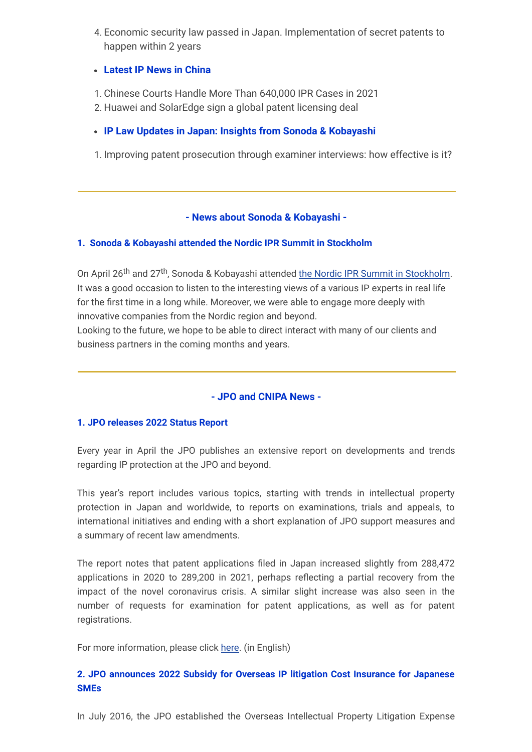4. Economic security law passed in Japan. Implementation of secret patents to happen within 2 years

- **Latest IP News in China**

1. Chinese Courts Handle More Than 640,000 IPR Cases in 2021
2. Huawei and SolarEdge sign a global patent licensing deal

- **IP Law Updates in Japan: Insights from Sonoda & Kobayashi**

1. Improving patent prosecution through examiner interviews: how effective is it?

---

## - News about Sonoda & Kobayashi -

### 1. Sonoda & Kobayashi attended the Nordic IPR Summit in Stockholm

On April 26th and 27th, Sonoda & Kobayashi attended the Nordic IPR Summit in Stockholm. It was a good occasion to listen to the interesting views of a various IP experts in real life for the first time in a long while. Moreover, we were able to engage more deeply with innovative companies from the Nordic region and beyond.
Looking to the future, we hope to be able to direct interact with many of our clients and business partners in the coming months and years.

---

## - JPO and CNIPA News -

### 1. JPO releases 2022 Status Report

Every year in April the JPO publishes an extensive report on developments and trends regarding IP protection at the JPO and beyond.

This year's report includes various topics, starting with trends in intellectual property protection in Japan and worldwide, to reports on examinations, trials and appeals, to international initiatives and ending with a short explanation of JPO support measures and a summary of recent law amendments.

The report notes that patent applications filed in Japan increased slightly from 288,472 applications in 2020 to 289,200 in 2021, perhaps reflecting a partial recovery from the impact of the novel coronavirus crisis. A similar slight increase was also seen in the number of requests for examination for patent applications, as well as for patent registrations.

For more information, please click here. (in English)

### 2. JPO announces 2022 Subsidy for Overseas IP litigation Cost Insurance for Japanese SMEs

In July 2016, the JPO established the Overseas Intellectual Property Litigation Expense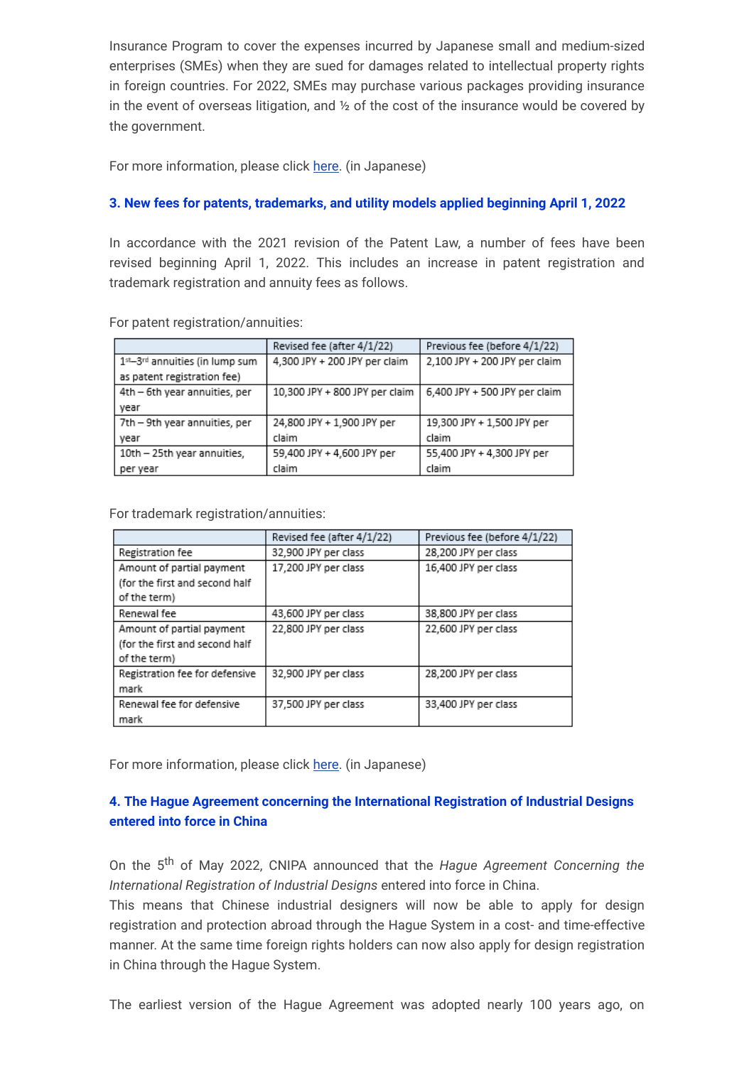Insurance Program to cover the expenses incurred by Japanese small and medium-sized enterprises (SMEs) when they are sued for damages related to intellectual property rights in foreign countries. For 2022, SMEs may purchase various packages providing insurance in the event of overseas litigation, and ½ of the cost of the insurance would be covered by the government.

For more information, please click here. (in Japanese)

### 3. New fees for patents, trademarks, and utility models applied beginning April 1, 2022

In accordance with the 2021 revision of the Patent Law, a number of fees have been revised beginning April 1, 2022. This includes an increase in patent registration and trademark registration and annuity fees as follows.

For patent registration/annuities:

| | Revised fee (after 4/1/22) | Previous fee (before 4/1/22) |
|---|---|---|
| 1st–3rd annuities (in lump sum as patent registration fee) | 4,300 JPY + 200 JPY per claim | 2,100 JPY + 200 JPY per claim |
| 4th – 6th year annuities, per year | 10,300 JPY + 800 JPY per claim | 6,400 JPY + 500 JPY per claim |
| 7th – 9th year annuities, per year | 24,800 JPY + 1,900 JPY per claim | 19,300 JPY + 1,500 JPY per claim |
| 10th – 25th year annuities, per year | 59,400 JPY + 4,600 JPY per claim | 55,400 JPY + 4,300 JPY per claim |

For trademark registration/annuities:

| | Revised fee (after 4/1/22) | Previous fee (before 4/1/22) |
|---|---|---|
| Registration fee | 32,900 JPY per class | 28,200 JPY per class |
| Amount of partial payment (for the first and second half of the term) | 17,200 JPY per class | 16,400 JPY per class |
| Renewal fee | 43,600 JPY per class | 38,800 JPY per class |
| Amount of partial payment (for the first and second half of the term) | 22,800 JPY per class | 22,600 JPY per class |
| Registration fee for defensive mark | 32,900 JPY per class | 28,200 JPY per class |
| Renewal fee for defensive mark | 37,500 JPY per class | 33,400 JPY per class |

For more information, please click here. (in Japanese)

### 4. The Hague Agreement concerning the International Registration of Industrial Designs entered into force in China

On the 5th of May 2022, CNIPA announced that the *Hague Agreement Concerning the International Registration of Industrial Designs* entered into force in China.
This means that Chinese industrial designers will now be able to apply for design registration and protection abroad through the Hague System in a cost- and time-effective manner. At the same time foreign rights holders can now also apply for design registration in China through the Hague System.

The earliest version of the Hague Agreement was adopted nearly 100 years ago, on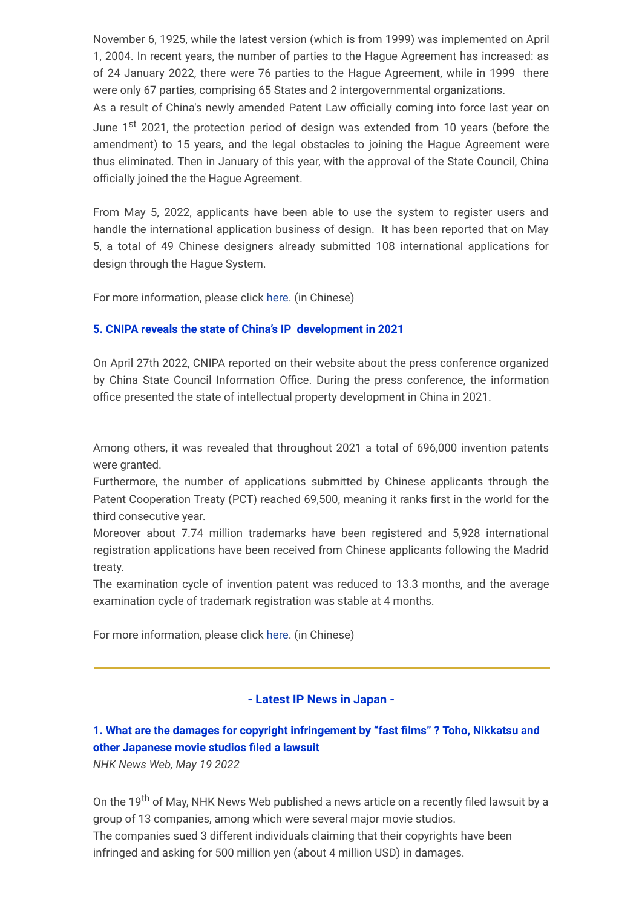November 6, 1925, while the latest version (which is from 1999) was implemented on April 1, 2004. In recent years, the number of parties to the Hague Agreement has increased: as of 24 January 2022, there were 76 parties to the Hague Agreement, while in 1999 there were only 67 parties, comprising 65 States and 2 intergovernmental organizations.
As a result of China's newly amended Patent Law officially coming into force last year on June 1st 2021, the protection period of design was extended from 10 years (before the amendment) to 15 years, and the legal obstacles to joining the Hague Agreement were thus eliminated. Then in January of this year, with the approval of the State Council, China officially joined the the Hague Agreement.

From May 5, 2022, applicants have been able to use the system to register users and handle the international application business of design. It has been reported that on May 5, a total of 49 Chinese designers already submitted 108 international applications for design through the Hague System.

For more information, please click here. (in Chinese)

### 5. CNIPA reveals the state of China's IP development in 2021

On April 27th 2022, CNIPA reported on their website about the press conference organized by China State Council Information Office. During the press conference, the information office presented the state of intellectual property development in China in 2021.

Among others, it was revealed that throughout 2021 a total of 696,000 invention patents were granted.
Furthermore, the number of applications submitted by Chinese applicants through the Patent Cooperation Treaty (PCT) reached 69,500, meaning it ranks first in the world for the third consecutive year.
Moreover about 7.74 million trademarks have been registered and 5,928 international registration applications have been received from Chinese applicants following the Madrid treaty.
The examination cycle of invention patent was reduced to 13.3 months, and the average examination cycle of trademark registration was stable at 4 months.

For more information, please click here. (in Chinese)

---

## - Latest IP News in Japan -

### 1. What are the damages for copyright infringement by "fast films" ? Toho, Nikkatsu and other Japanese movie studios filed a lawsuit

*NHK News Web, May 19 2022*

On the 19th of May, NHK News Web published a news article on a recently filed lawsuit by a group of 13 companies, among which were several major movie studios.
The companies sued 3 different individuals claiming that their copyrights have been infringed and asking for 500 million yen (about 4 million USD) in damages.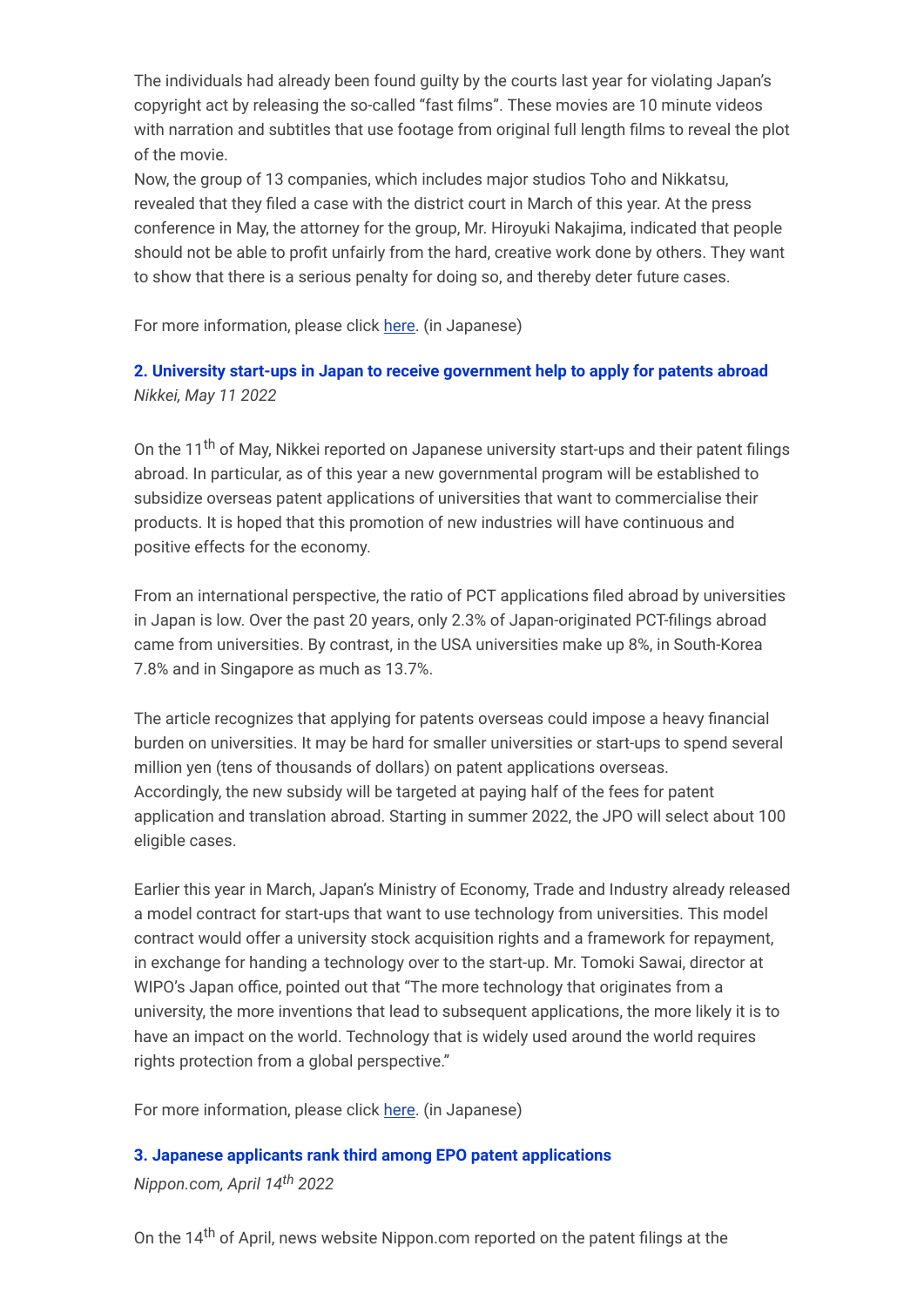The individuals had already been found guilty by the courts last year for violating Japan's copyright act by releasing the so-called "fast films". These movies are 10 minute videos with narration and subtitles that use footage from original full length films to reveal the plot of the movie.
Now, the group of 13 companies, which includes major studios Toho and Nikkatsu, revealed that they filed a case with the district court in March of this year. At the press conference in May, the attorney for the group, Mr. Hiroyuki Nakajima, indicated that people should not be able to profit unfairly from the hard, creative work done by others. They want to show that there is a serious penalty for doing so, and thereby deter future cases.

For more information, please click here. (in Japanese)

### 2. University start-ups in Japan to receive government help to apply for patents abroad

*Nikkei, May 11 2022*

On the 11th of May, Nikkei reported on Japanese university start-ups and their patent filings abroad. In particular, as of this year a new governmental program will be established to subsidize overseas patent applications of universities that want to commercialise their products. It is hoped that this promotion of new industries will have continuous and positive effects for the economy.

From an international perspective, the ratio of PCT applications filed abroad by universities in Japan is low. Over the past 20 years, only 2.3% of Japan-originated PCT-filings abroad came from universities. By contrast, in the USA universities make up 8%, in South-Korea 7.8% and in Singapore as much as 13.7%.

The article recognizes that applying for patents overseas could impose a heavy financial burden on universities. It may be hard for smaller universities or start-ups to spend several million yen (tens of thousands of dollars) on patent applications overseas.
Accordingly, the new subsidy will be targeted at paying half of the fees for patent application and translation abroad. Starting in summer 2022, the JPO will select about 100 eligible cases.

Earlier this year in March, Japan's Ministry of Economy, Trade and Industry already released a model contract for start-ups that want to use technology from universities. This model contract would offer a university stock acquisition rights and a framework for repayment, in exchange for handing a technology over to the start-up. Mr. Tomoki Sawai, director at WIPO's Japan office, pointed out that "The more technology that originates from a university, the more inventions that lead to subsequent applications, the more likely it is to have an impact on the world. Technology that is widely used around the world requires rights protection from a global perspective."

For more information, please click here. (in Japanese)

### 3. Japanese applicants rank third among EPO patent applications

*Nippon.com, April 14th 2022*

On the 14th of April, news website Nippon.com reported on the patent filings at the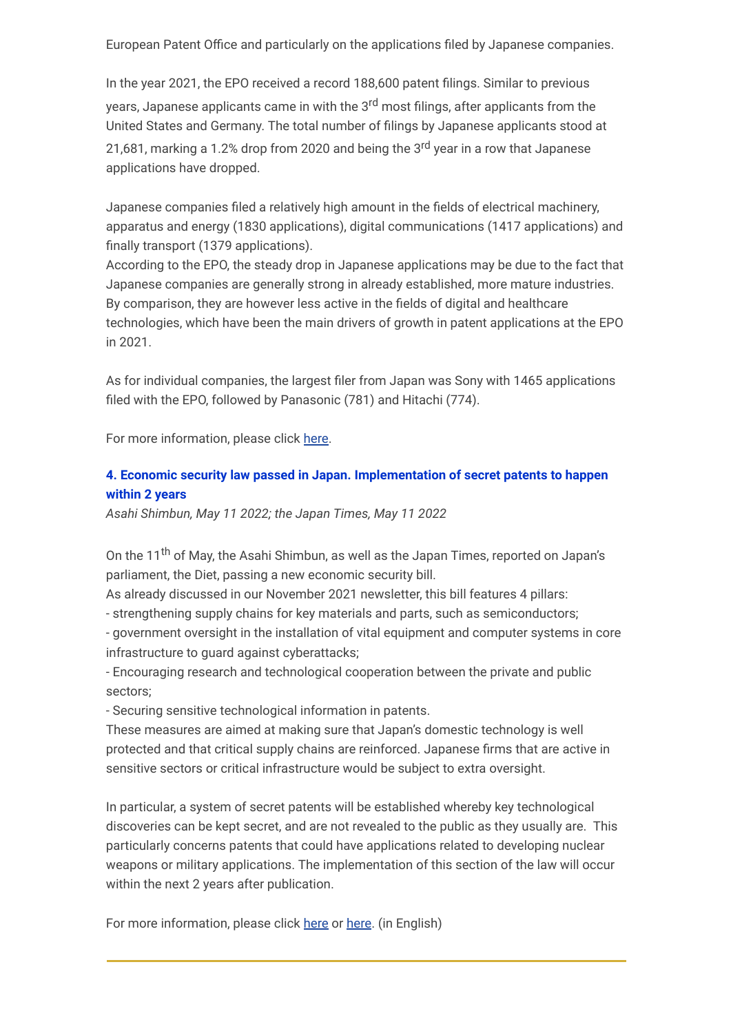European Patent Office and particularly on the applications filed by Japanese companies.

In the year 2021, the EPO received a record 188,600 patent filings. Similar to previous years, Japanese applicants came in with the 3rd most filings, after applicants from the United States and Germany. The total number of filings by Japanese applicants stood at 21,681, marking a 1.2% drop from 2020 and being the 3rd year in a row that Japanese applications have dropped.

Japanese companies filed a relatively high amount in the fields of electrical machinery, apparatus and energy (1830 applications), digital communications (1417 applications) and finally transport (1379 applications).
According to the EPO, the steady drop in Japanese applications may be due to the fact that Japanese companies are generally strong in already established, more mature industries. By comparison, they are however less active in the fields of digital and healthcare technologies, which have been the main drivers of growth in patent applications at the EPO in 2021.

As for individual companies, the largest filer from Japan was Sony with 1465 applications filed with the EPO, followed by Panasonic (781) and Hitachi (774).

For more information, please click here.

### 4. Economic security law passed in Japan. Implementation of secret patents to happen within 2 years

*Asahi Shimbun, May 11 2022; the Japan Times, May 11 2022*

On the 11th of May, the Asahi Shimbun, as well as the Japan Times, reported on Japan's parliament, the Diet, passing a new economic security bill.
As already discussed in our November 2021 newsletter, this bill features 4 pillars:
- strengthening supply chains for key materials and parts, such as semiconductors;
- government oversight in the installation of vital equipment and computer systems in core infrastructure to guard against cyberattacks;
- Encouraging research and technological cooperation between the private and public sectors;
- Securing sensitive technological information in patents.
These measures are aimed at making sure that Japan's domestic technology is well protected and that critical supply chains are reinforced. Japanese firms that are active in sensitive sectors or critical infrastructure would be subject to extra oversight.

In particular, a system of secret patents will be established whereby key technological discoveries can be kept secret, and are not revealed to the public as they usually are. This particularly concerns patents that could have applications related to developing nuclear weapons or military applications. The implementation of this section of the law will occur within the next 2 years after publication.

For more information, please click here or here. (in English)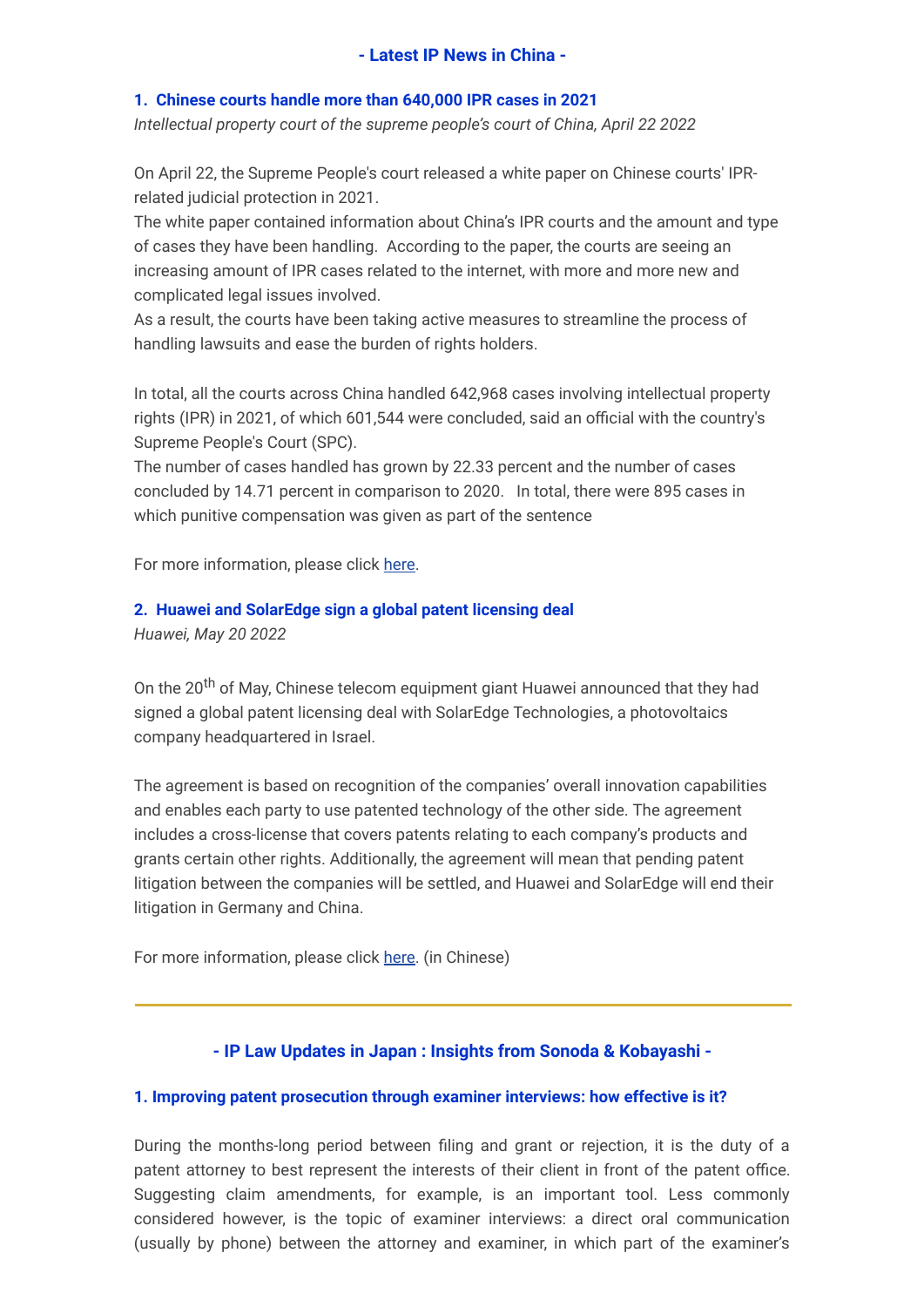## - Latest IP News in China -

### 1. Chinese courts handle more than 640,000 IPR cases in 2021

*Intellectual property court of the supreme people's court of China, April 22 2022*

On April 22, the Supreme People's court released a white paper on Chinese courts' IPR-related judicial protection in 2021.
The white paper contained information about China's IPR courts and the amount and type of cases they have been handling. According to the paper, the courts are seeing an increasing amount of IPR cases related to the internet, with more and more new and complicated legal issues involved.
As a result, the courts have been taking active measures to streamline the process of handling lawsuits and ease the burden of rights holders.

In total, all the courts across China handled 642,968 cases involving intellectual property rights (IPR) in 2021, of which 601,544 were concluded, said an official with the country's Supreme People's Court (SPC).
The number of cases handled has grown by 22.33 percent and the number of cases concluded by 14.71 percent in comparison to 2020. In total, there were 895 cases in which punitive compensation was given as part of the sentence

For more information, please click here.

### 2. Huawei and SolarEdge sign a global patent licensing deal

*Huawei, May 20 2022*

On the 20th of May, Chinese telecom equipment giant Huawei announced that they had signed a global patent licensing deal with SolarEdge Technologies, a photovoltaics company headquartered in Israel.

The agreement is based on recognition of the companies' overall innovation capabilities and enables each party to use patented technology of the other side. The agreement includes a cross-license that covers patents relating to each company's products and grants certain other rights. Additionally, the agreement will mean that pending patent litigation between the companies will be settled, and Huawei and SolarEdge will end their litigation in Germany and China.

For more information, please click here. (in Chinese)

---

## - IP Law Updates in Japan : Insights from Sonoda & Kobayashi -

### 1. Improving patent prosecution through examiner interviews: how effective is it?

During the months-long period between filing and grant or rejection, it is the duty of a patent attorney to best represent the interests of their client in front of the patent office. Suggesting claim amendments, for example, is an important tool. Less commonly considered however, is the topic of examiner interviews: a direct oral communication (usually by phone) between the attorney and examiner, in which part of the examiner's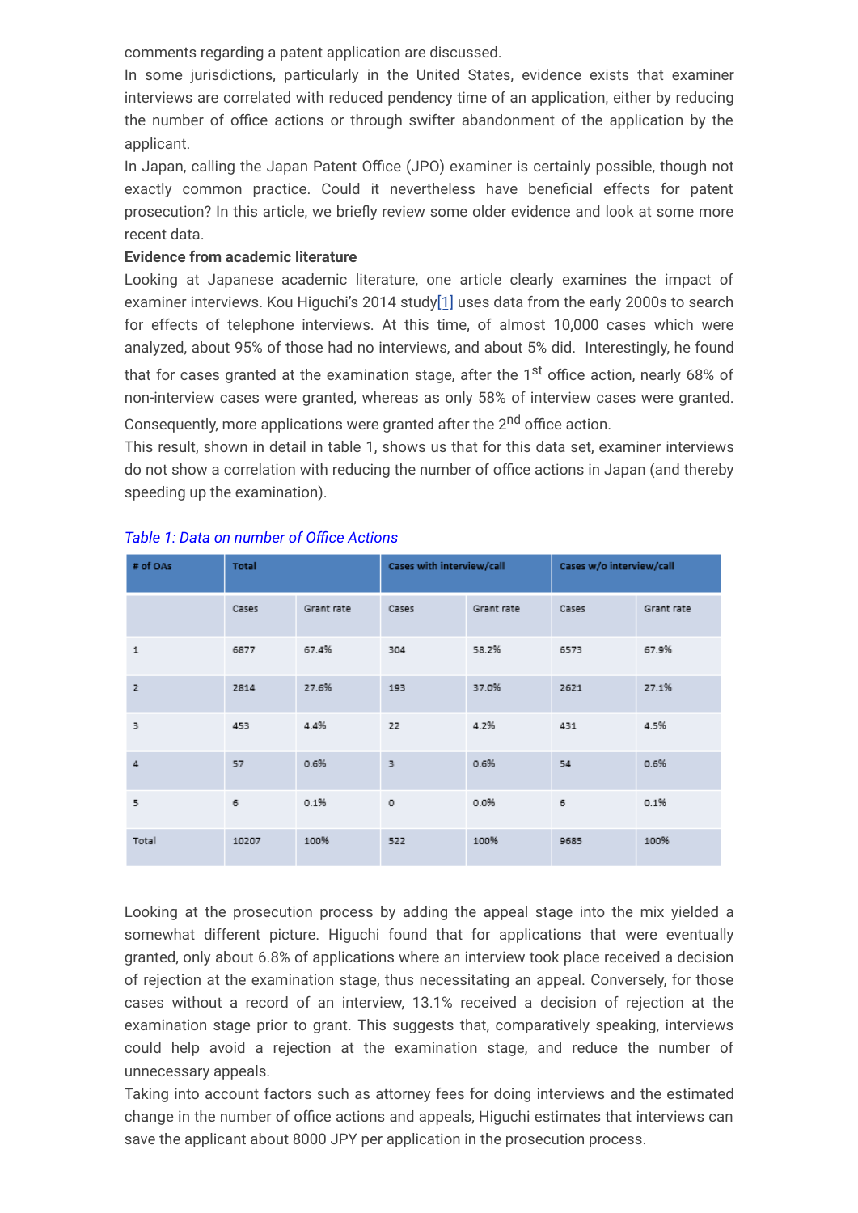comments regarding a patent application are discussed.

In some jurisdictions, particularly in the United States, evidence exists that examiner interviews are correlated with reduced pendency time of an application, either by reducing the number of office actions or through swifter abandonment of the application by the applicant.

In Japan, calling the Japan Patent Office (JPO) examiner is certainly possible, though not exactly common practice. Could it nevertheless have beneficial effects for patent prosecution? In this article, we briefly review some older evidence and look at some more recent data.

**Evidence from academic literature**

Looking at Japanese academic literature, one article clearly examines the impact of examiner interviews. Kou Higuchi's 2014 study[1] uses data from the early 2000s to search for effects of telephone interviews. At this time, of almost 10,000 cases which were analyzed, about 95% of those had no interviews, and about 5% did. Interestingly, he found that for cases granted at the examination stage, after the 1st office action, nearly 68% of non-interview cases were granted, whereas as only 58% of interview cases were granted. Consequently, more applications were granted after the 2nd office action.

This result, shown in detail in table 1, shows us that for this data set, examiner interviews do not show a correlation with reducing the number of office actions in Japan (and thereby speeding up the examination).

*Table 1: Data on number of Office Actions*

| # of OAs | Total | | Cases with interview/call | | Cases w/o interview/call | |
|---|---|---|---|---|---|---|
| | Cases | Grant rate | Cases | Grant rate | Cases | Grant rate |
| 1 | 6877 | 67.4% | 304 | 58.2% | 6573 | 67.9% |
| 2 | 2814 | 27.6% | 193 | 37.0% | 2621 | 27.1% |
| 3 | 453 | 4.4% | 22 | 4.2% | 431 | 4.5% |
| 4 | 57 | 0.6% | 3 | 0.6% | 54 | 0.6% |
| 5 | 6 | 0.1% | 0 | 0.0% | 6 | 0.1% |
| Total | 10207 | 100% | 522 | 100% | 9685 | 100% |

Looking at the prosecution process by adding the appeal stage into the mix yielded a somewhat different picture. Higuchi found that for applications that were eventually granted, only about 6.8% of applications where an interview took place received a decision of rejection at the examination stage, thus necessitating an appeal. Conversely, for those cases without a record of an interview, 13.1% received a decision of rejection at the examination stage prior to grant. This suggests that, comparatively speaking, interviews could help avoid a rejection at the examination stage, and reduce the number of unnecessary appeals.

Taking into account factors such as attorney fees for doing interviews and the estimated change in the number of office actions and appeals, Higuchi estimates that interviews can save the applicant about 8000 JPY per application in the prosecution process.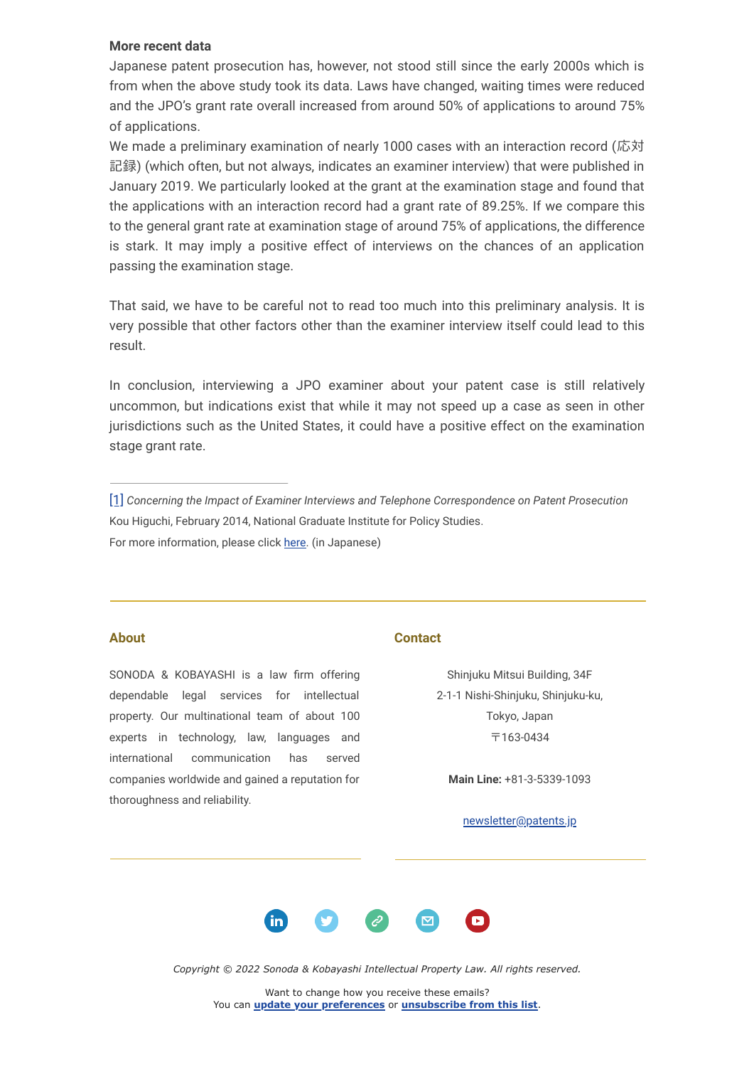**More recent data**

Japanese patent prosecution has, however, not stood still since the early 2000s which is from when the above study took its data. Laws have changed, waiting times were reduced and the JPO's grant rate overall increased from around 50% of applications to around 75% of applications.

We made a preliminary examination of nearly 1000 cases with an interaction record (応対記録) (which often, but not always, indicates an examiner interview) that were published in January 2019. We particularly looked at the grant at the examination stage and found that the applications with an interaction record had a grant rate of 89.25%. If we compare this to the general grant rate at examination stage of around 75% of applications, the difference is stark. It may imply a positive effect of interviews on the chances of an application passing the examination stage.

That said, we have to be careful not to read too much into this preliminary analysis. It is very possible that other factors other than the examiner interview itself could lead to this result.

In conclusion, interviewing a JPO examiner about your patent case is still relatively uncommon, but indications exist that while it may not speed up a case as seen in other jurisdictions such as the United States, it could have a positive effect on the examination stage grant rate.

---

[1] *Concerning the Impact of Examiner Interviews and Telephone Correspondence on Patent Prosecution* Kou Higuchi, February 2014, National Graduate Institute for Policy Studies.
For more information, please click here. (in Japanese)

---

### About

SONODA & KOBAYASHI is a law firm offering dependable legal services for intellectual property. Our multinational team of about 100 experts in technology, law, languages and international communication has served companies worldwide and gained a reputation for thoroughness and reliability.

### Contact

Shinjuku Mitsui Building, 34F
2-1-1 Nishi-Shinjuku, Shinjuku-ku,
Tokyo, Japan
〒163-0434

**Main Line:** +81-3-5339-1093

newsletter@patents.jp

*Copyright © 2022 Sonoda & Kobayashi Intellectual Property Law. All rights reserved.*

Want to change how you receive these emails?
You can **update your preferences** or **unsubscribe from this list**.